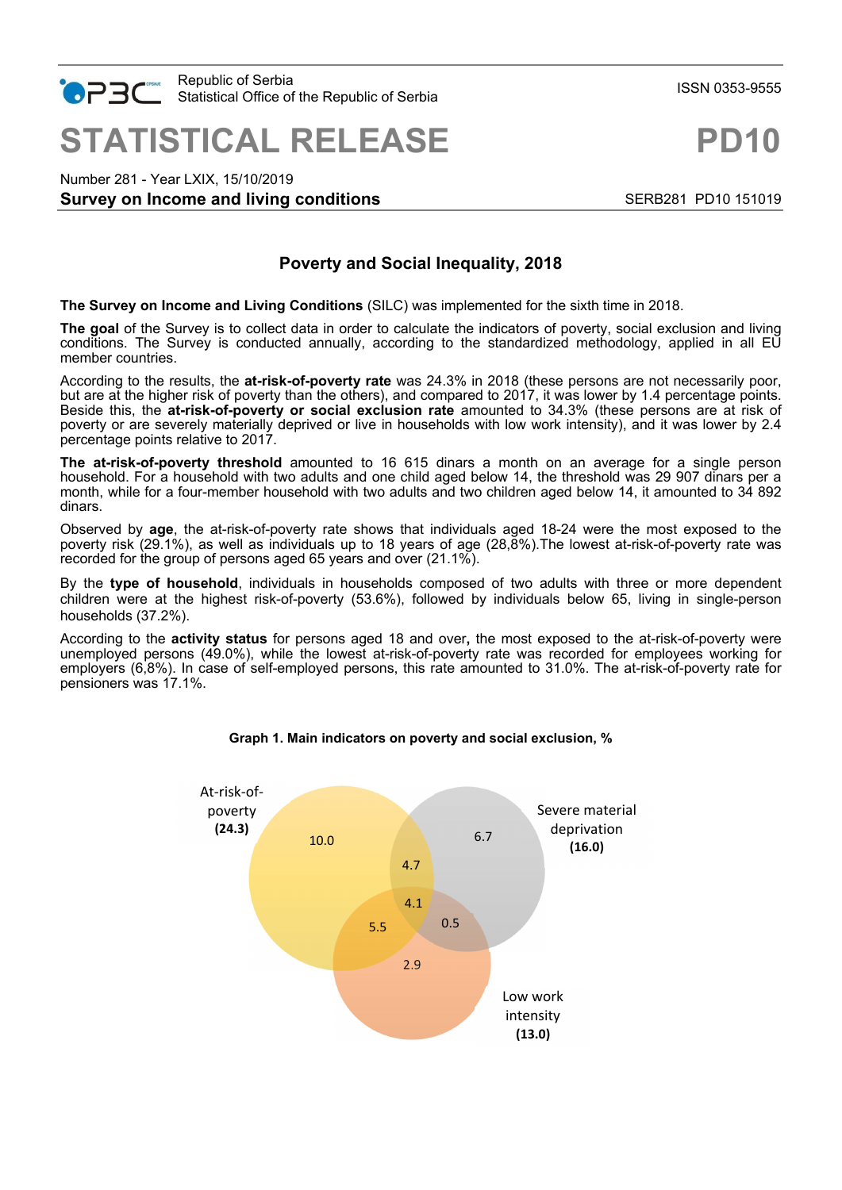Republic of Serbia
Statistical Office of the Republic of Serbia

ISSN 0353-9555

# STATISTICAL RELEASE PD10

Number 281 - Year LXIX, 15/10/2019

**Survey on Income and living conditions** SERB281 PD10 151019

## Poverty and Social Inequality, 2018

**The Survey on Income and Living Conditions** (SILC) was implemented for the sixth time in 2018.

**The goal** of the Survey is to collect data in order to calculate the indicators of poverty, social exclusion and living conditions. The Survey is conducted annually, according to the standardized methodology, applied in all EU member countries.

According to the results, the **at-risk-of-poverty rate** was 24.3% in 2018 (these persons are not necessarily poor, but are at the higher risk of poverty than the others), and compared to 2017, it was lower by 1.4 percentage points. Beside this, the **at-risk-of-poverty or social exclusion rate** amounted to 34.3% (these persons are at risk of poverty or are severely materially deprived or live in households with low work intensity), and it was lower by 2.4 percentage points relative to 2017.

**The at-risk-of-poverty threshold** amounted to 16 615 dinars a month on an average for a single person household. For a household with two adults and one child aged below 14, the threshold was 29 907 dinars per a month, while for a four-member household with two adults and two children aged below 14, it amounted to 34 892 dinars.

Observed by **age**, the at-risk-of-poverty rate shows that individuals aged 18-24 were the most exposed to the poverty risk (29.1%), as well as individuals up to 18 years of age (28,8%).The lowest at-risk-of-poverty rate was recorded for the group of persons aged 65 years and over (21.1%).

By the **type of household**, individuals in households composed of two adults with three or more dependent children were at the highest risk-of-poverty (53.6%), followed by individuals below 65, living in single-person households (37.2%).

According to the **activity status** for persons aged 18 and over**,** the most exposed to the at-risk-of-poverty were unemployed persons (49.0%), while the lowest at-risk-of-poverty rate was recorded for employees working for employers (6,8%). In case of self-employed persons, this rate amounted to 31.0%. The at-risk-of-poverty rate for pensioners was 17.1%.

**Graph 1. Main indicators on poverty and social exclusion, %**

At-risk-of-poverty **(24.3)**
Severe material deprivation **(16.0)**
Low work intensity **(13.0)**

10.0 | 6.7 | 4.7 | 4.1 | 5.5 | 0.5 | 2.9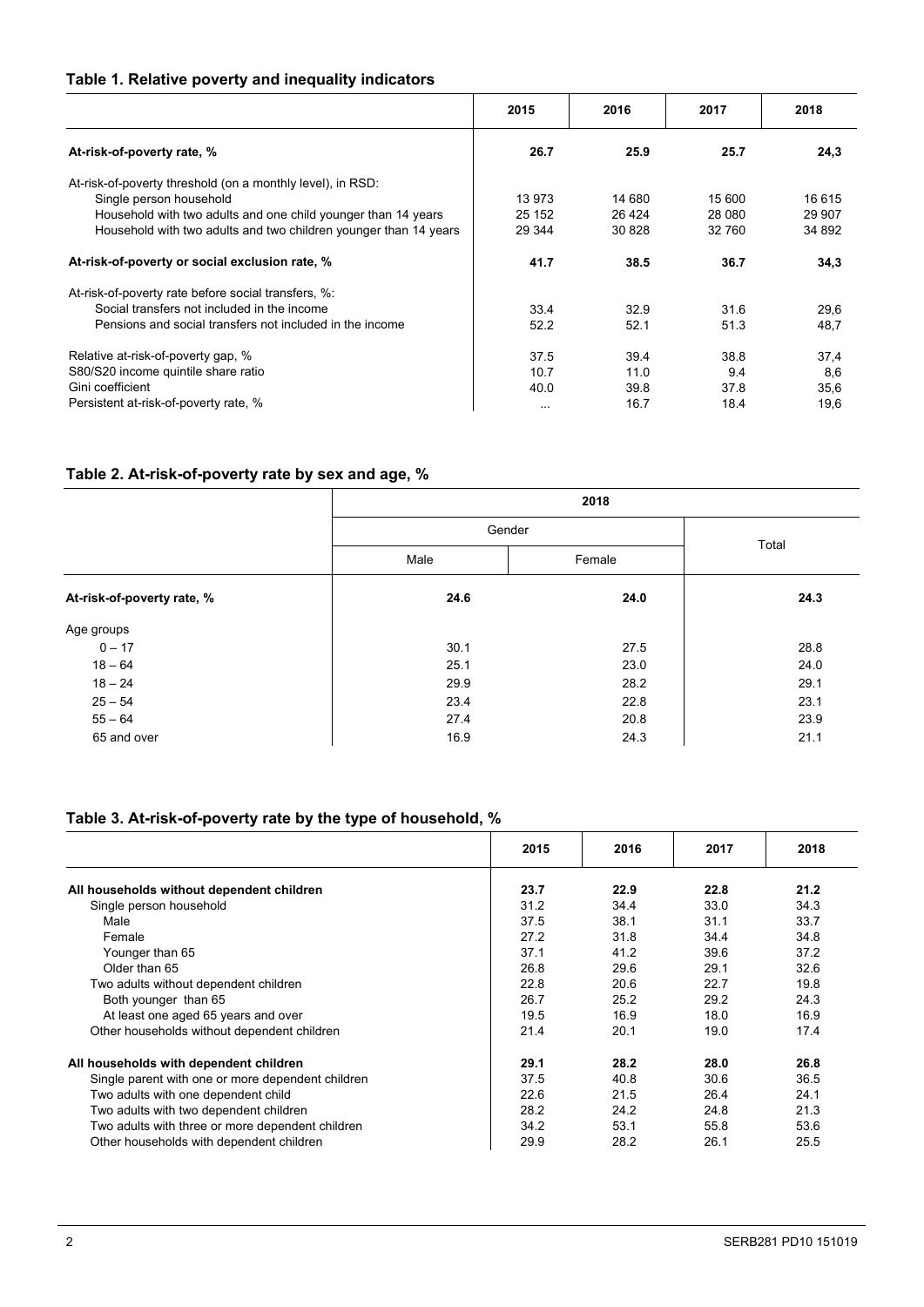### Table 1. Relative poverty and inequality indicators

| | 2015 | 2016 | 2017 | 2018 |
|---|---|---|---|---|
| **At-risk-of-poverty rate, %** | **26.7** | **25.9** | **25.7** | **24,3** |
| At-risk-of-poverty threshold (on a monthly level), in RSD: | | | | |
| Single person household | 13 973 | 14 680 | 15 600 | 16 615 |
| Household with two adults and one child younger than 14 years | 25 152 | 26 424 | 28 080 | 29 907 |
| Household with two adults and two children younger than 14 years | 29 344 | 30 828 | 32 760 | 34 892 |
| **At-risk-of-poverty or social exclusion rate, %** | **41.7** | **38.5** | **36.7** | **34,3** |
| At-risk-of-poverty rate before social transfers, %: | | | | |
| Social transfers not included in the income | 33.4 | 32.9 | 31.6 | 29,6 |
| Pensions and social transfers not included in the income | 52.2 | 52.1 | 51.3 | 48,7 |
| Relative at-risk-of-poverty gap, % | 37.5 | 39.4 | 38.8 | 37,4 |
| S80/S20 income quintile share ratio | 10.7 | 11.0 | 9.4 | 8,6 |
| Gini coefficient | 40.0 | 39.8 | 37.8 | 35,6 |
| Persistent at-risk-of-poverty rate, % | ... | 16.7 | 18.4 | 19,6 |

### Table 2. At-risk-of-poverty rate by sex and age, %

| | 2018 | | |
|---|---|---|---|
| | Gender | | Total |
| | Male | Female | |
| **At-risk-of-poverty rate, %** | **24.6** | **24.0** | **24.3** |
| Age groups | | | |
| 0 – 17 | 30.1 | 27.5 | 28.8 |
| 18 – 64 | 25.1 | 23.0 | 24.0 |
| 18 – 24 | 29.9 | 28.2 | 29.1 |
| 25 – 54 | 23.4 | 22.8 | 23.1 |
| 55 – 64 | 27.4 | 20.8 | 23.9 |
| 65 and over | 16.9 | 24.3 | 21.1 |

### Table 3. At-risk-of-poverty rate by the type of household, %

| | 2015 | 2016 | 2017 | 2018 |
|---|---|---|---|---|
| **All households without dependent children** | **23.7** | **22.9** | **22.8** | **21.2** |
| Single person household | 31.2 | 34.4 | 33.0 | 34.3 |
| Male | 37.5 | 38.1 | 31.1 | 33.7 |
| Female | 27.2 | 31.8 | 34.4 | 34.8 |
| Younger than 65 | 37.1 | 41.2 | 39.6 | 37.2 |
| Older than 65 | 26.8 | 29.6 | 29.1 | 32.6 |
| Two adults without dependent children | 22.8 | 20.6 | 22.7 | 19.8 |
| Both younger than 65 | 26.7 | 25.2 | 29.2 | 24.3 |
| At least one aged 65 years and over | 19.5 | 16.9 | 18.0 | 16.9 |
| Other households without dependent children | 21.4 | 20.1 | 19.0 | 17.4 |
| **All households with dependent children** | **29.1** | **28.2** | **28.0** | **26.8** |
| Single parent with one or more dependent children | 37.5 | 40.8 | 30.6 | 36.5 |
| Two adults with one dependent child | 22.6 | 21.5 | 26.4 | 24.1 |
| Two adults with two dependent children | 28.2 | 24.2 | 24.8 | 21.3 |
| Two adults with three or more dependent children | 34.2 | 53.1 | 55.8 | 53.6 |
| Other households with dependent children | 29.9 | 28.2 | 26.1 | 25.5 |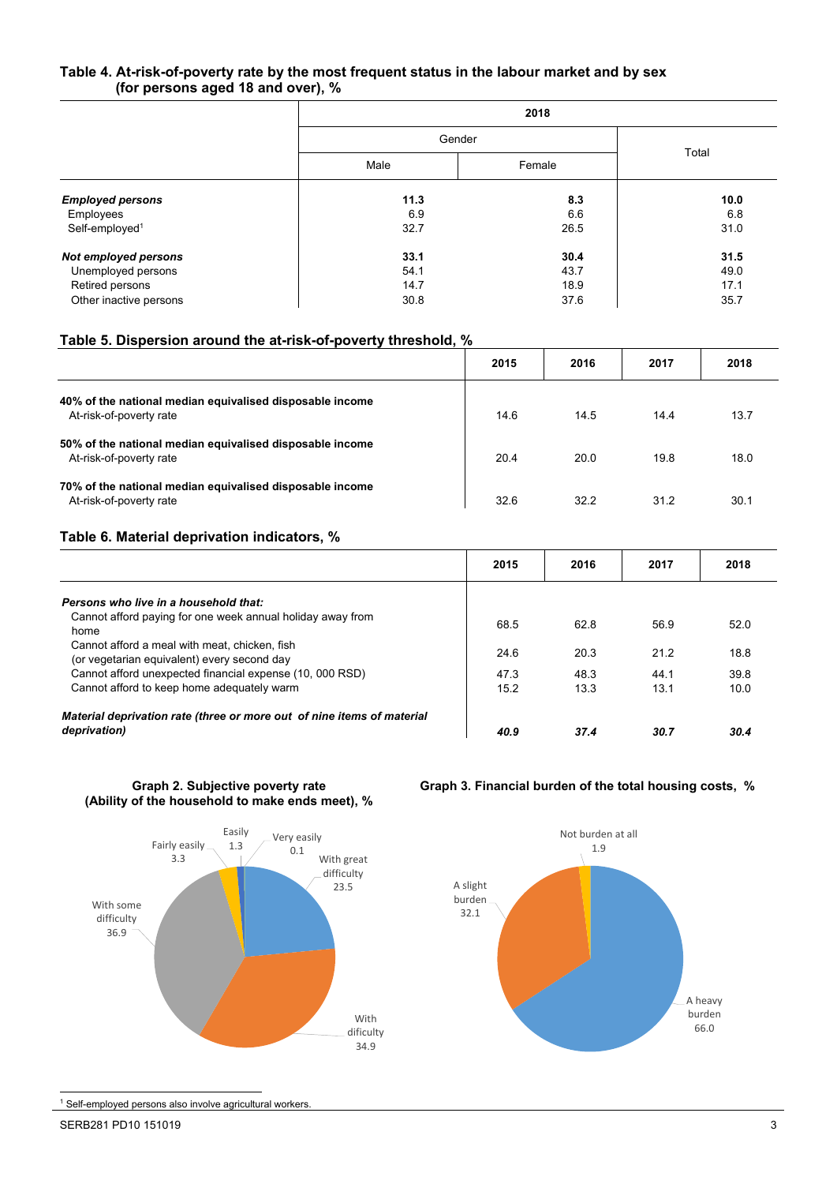### Table 4. At-risk-of-poverty rate by the most frequent status in the labour market and by sex (for persons aged 18 and over), %

| | 2018 | | |
|---|---|---|---|
| | Gender | | Total |
| | Male | Female | |
| ***Employed persons*** | **11.3** | **8.3** | **10.0** |
| Employees | 6.9 | 6.6 | 6.8 |
| Self-employed[1] | 32.7 | 26.5 | 31.0 |
| ***Not employed persons*** | **33.1** | **30.4** | **31.5** |
| Unemployed persons | 54.1 | 43.7 | 49.0 |
| Retired persons | 14.7 | 18.9 | 17.1 |
| Other inactive persons | 30.8 | 37.6 | 35.7 |

### Table 5. Dispersion around the at-risk-of-poverty threshold, %

| | 2015 | 2016 | 2017 | 2018 |
|---|---|---|---|---|
| **40% of the national median equivalised disposable income** At-risk-of-poverty rate | 14.6 | 14.5 | 14.4 | 13.7 |
| **50% of the national median equivalised disposable income** At-risk-of-poverty rate | 20.4 | 20.0 | 19.8 | 18.0 |
| **70% of the national median equivalised disposable income** At-risk-of-poverty rate | 32.6 | 32.2 | 31.2 | 30.1 |

### Table 6. Material deprivation indicators, %

| | 2015 | 2016 | 2017 | 2018 |
|---|---|---|---|---|
| ***Persons who live in a household that:*** | | | | |
| Cannot afford paying for one week annual holiday away from home | 68.5 | 62.8 | 56.9 | 52.0 |
| Cannot afford a meal with meat, chicken, fish (or vegetarian equivalent) every second day | 24.6 | 20.3 | 21.2 | 18.8 |
| Cannot afford unexpected financial expense (10, 000 RSD) | 47.3 | 48.3 | 44.1 | 39.8 |
| Cannot afford to keep home adequately warm | 15.2 | 13.3 | 13.1 | 10.0 |
| ***Material deprivation rate (three or more out of nine items of material deprivation)*** | ***40.9*** | ***37.4*** | ***30.7*** | ***30.4*** |

**Graph 2. Subjective poverty rate (Ability of the household to make ends meet), %**

| Category | % |
|---|---|
| With great difficulty | 23.5 |
| With dificulty | 34.9 |
| With some difficulty | 36.9 |
| Fairly easily | 3.3 |
| Easily | 1.3 |
| Very easily | 0.1 |

**Graph 3. Financial burden of the total housing costs, %**

| Category | % |
|---|---|
| A heavy burden | 66.0 |
| A slight burden | 32.1 |
| Not burden at all | 1.9 |

[1] Self-employed persons also involve agricultural workers.

SERB281 PD10 151019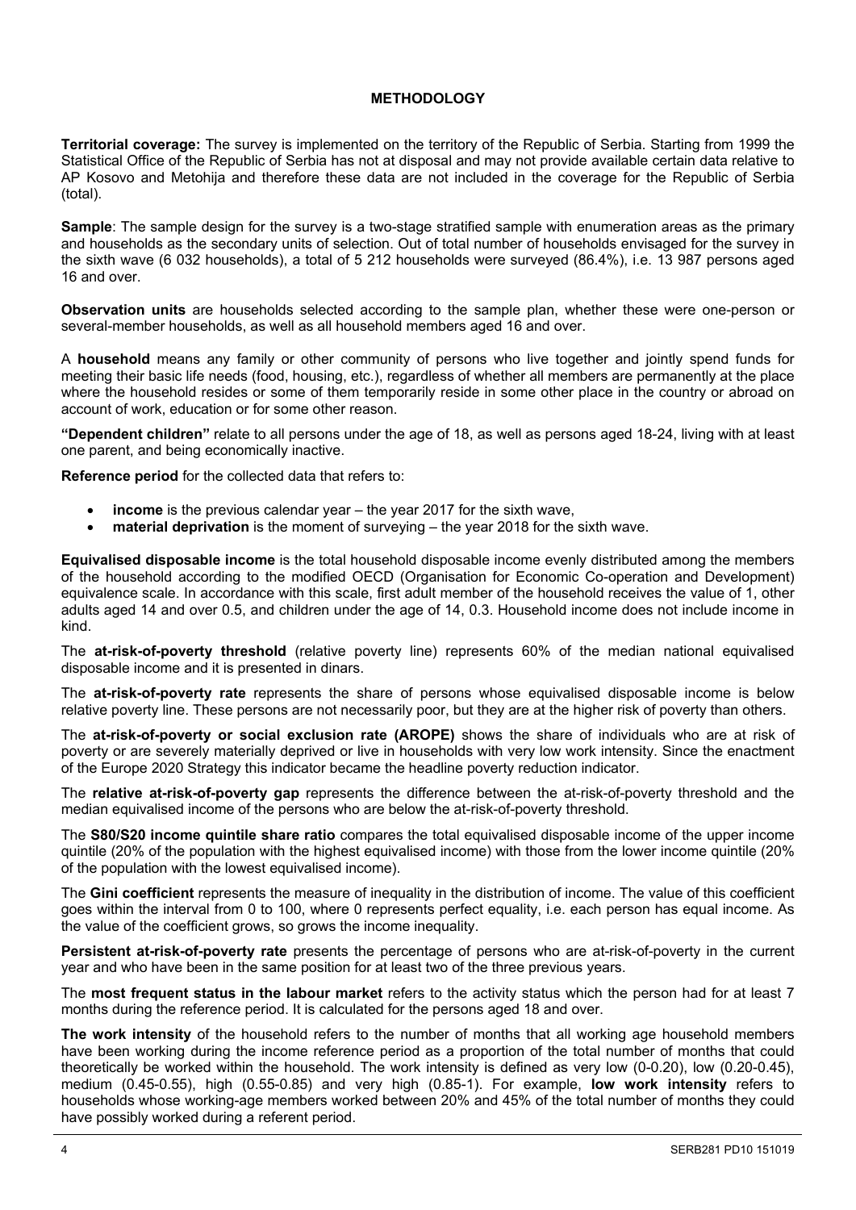## METHODOLOGY

**Territorial coverage:** The survey is implemented on the territory of the Republic of Serbia. Starting from 1999 the Statistical Office of the Republic of Serbia has not at disposal and may not provide available certain data relative to AP Kosovo and Metohija and therefore these data are not included in the coverage for the Republic of Serbia (total).

**Sample**: The sample design for the survey is a two-stage stratified sample with enumeration areas as the primary and households as the secondary units of selection. Out of total number of households envisaged for the survey in the sixth wave (6 032 households), a total of 5 212 households were surveyed (86.4%), i.e. 13 987 persons aged 16 and over.

**Observation units** are households selected according to the sample plan, whether these were one-person or several-member households, as well as all household members aged 16 and over.

A **household** means any family or other community of persons who live together and jointly spend funds for meeting their basic life needs (food, housing, etc.), regardless of whether all members are permanently at the place where the household resides or some of them temporarily reside in some other place in the country or abroad on account of work, education or for some other reason.

**"Dependent children"** relate to all persons under the age of 18, as well as persons aged 18-24, living with at least one parent, and being economically inactive.

**Reference period** for the collected data that refers to:

- **income** is the previous calendar year – the year 2017 for the sixth wave,
- **material deprivation** is the moment of surveying – the year 2018 for the sixth wave.

**Equivalised disposable income** is the total household disposable income evenly distributed among the members of the household according to the modified OECD (Organisation for Economic Co-operation and Development) equivalence scale. In accordance with this scale, first adult member of the household receives the value of 1, other adults aged 14 and over 0.5, and children under the age of 14, 0.3. Household income does not include income in kind.

The **at-risk-of-poverty threshold** (relative poverty line) represents 60% of the median national equivalised disposable income and it is presented in dinars.

The **at-risk-of-poverty rate** represents the share of persons whose equivalised disposable income is below relative poverty line. These persons are not necessarily poor, but they are at the higher risk of poverty than others.

The **at-risk-of-poverty or social exclusion rate (AROPE)** shows the share of individuals who are at risk of poverty or are severely materially deprived or live in households with very low work intensity. Since the enactment of the Europe 2020 Strategy this indicator became the headline poverty reduction indicator.

The **relative at-risk-of-poverty gap** represents the difference between the at-risk-of-poverty threshold and the median equivalised income of the persons who are below the at-risk-of-poverty threshold.

The **S80/S20 income quintile share ratio** compares the total equivalised disposable income of the upper income quintile (20% of the population with the highest equivalised income) with those from the lower income quintile (20% of the population with the lowest equivalised income).

The **Gini coefficient** represents the measure of inequality in the distribution of income. The value of this coefficient goes within the interval from 0 to 100, where 0 represents perfect equality, i.e. each person has equal income. As the value of the coefficient grows, so grows the income inequality.

**Persistent at-risk-of-poverty rate** presents the percentage of persons who are at-risk-of-poverty in the current year and who have been in the same position for at least two of the three previous years.

The **most frequent status in the labour market** refers to the activity status which the person had for at least 7 months during the reference period. It is calculated for the persons aged 18 and over.

**The work intensity** of the household refers to the number of months that all working age household members have been working during the income reference period as a proportion of the total number of months that could theoretically be worked within the household. The work intensity is defined as very low (0-0.20), low (0.20-0.45), medium (0.45-0.55), high (0.55-0.85) and very high (0.85-1). For example, **low work intensity** refers to households whose working-age members worked between 20% and 45% of the total number of months they could have possibly worked during a referent period.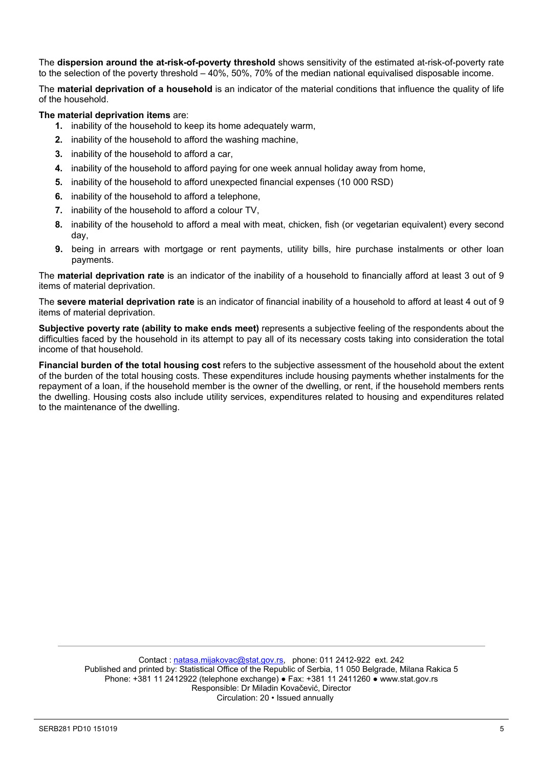The **dispersion around the at-risk-of-poverty threshold** shows sensitivity of the estimated at-risk-of-poverty rate to the selection of the poverty threshold – 40%, 50%, 70% of the median national equivalised disposable income.

The **material deprivation of a household** is an indicator of the material conditions that influence the quality of life of the household.

**The material deprivation items** are:

1. inability of the household to keep its home adequately warm,
2. inability of the household to afford the washing machine,
3. inability of the household to afford a car,
4. inability of the household to afford paying for one week annual holiday away from home,
5. inability of the household to afford unexpected financial expenses (10 000 RSD)
6. inability of the household to afford a telephone,
7. inability of the household to afford a colour TV,
8. inability of the household to afford a meal with meat, chicken, fish (or vegetarian equivalent) every second day,
9. being in arrears with mortgage or rent payments, utility bills, hire purchase instalments or other loan payments.

The **material deprivation rate** is an indicator of the inability of a household to financially afford at least 3 out of 9 items of material deprivation.

The **severe material deprivation rate** is an indicator of financial inability of a household to afford at least 4 out of 9 items of material deprivation.

**Subjective poverty rate (ability to make ends meet)** represents a subjective feeling of the respondents about the difficulties faced by the household in its attempt to pay all of its necessary costs taking into consideration the total income of that household.

**Financial burden of the total housing cost** refers to the subjective assessment of the household about the extent of the burden of the total housing costs. These expenditures include housing payments whether instalments for the repayment of a loan, if the household member is the owner of the dwelling, or rent, if the household members rents the dwelling. Housing costs also include utility services, expenditures related to housing and expenditures related to the maintenance of the dwelling.

---

Contact : natasa.mijakovac@stat.gov.rs, phone: 011 2412-922 ext. 242
Published and printed by: Statistical Office of the Republic of Serbia, 11 050 Belgrade, Milana Rakica 5
Phone: +381 11 2412922 (telephone exchange) ● Fax: +381 11 2411260 ● www.stat.gov.rs
Responsible: Dr Miladin Kovačević, Director
Circulation: 20 • Issued annually